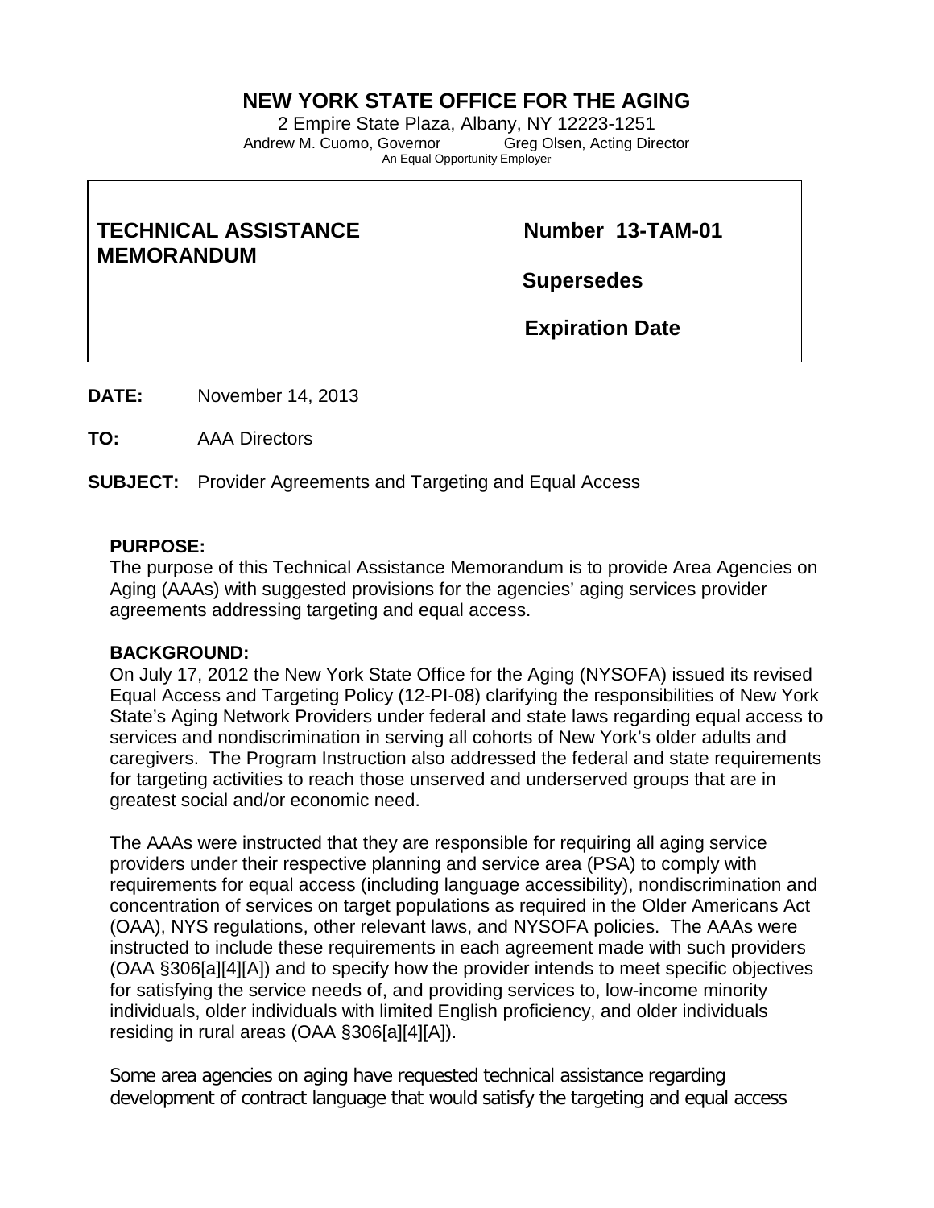# NEW YORK STATE OFFICE FOR THE AGING

2 Empire State Plaza, Albany, NY 12223-1251
Andrew M. Cuomo, Governor Greg Olsen, Acting Director
An Equal Opportunity Employer

| **TECHNICAL ASSISTANCE MEMORANDUM** | **Number 13-TAM-01** |
|---|---|
| | **Supersedes** |
| | **Expiration Date** |

**DATE:** November 14, 2013

**TO:** AAA Directors

**SUBJECT:** Provider Agreements and Targeting and Equal Access

**PURPOSE:**
The purpose of this Technical Assistance Memorandum is to provide Area Agencies on Aging (AAAs) with suggested provisions for the agencies' aging services provider agreements addressing targeting and equal access.

**BACKGROUND:**
On July 17, 2012 the New York State Office for the Aging (NYSOFA) issued its revised Equal Access and Targeting Policy (12-PI-08) clarifying the responsibilities of New York State's Aging Network Providers under federal and state laws regarding equal access to services and nondiscrimination in serving all cohorts of New York's older adults and caregivers. The Program Instruction also addressed the federal and state requirements for targeting activities to reach those unserved and underserved groups that are in greatest social and/or economic need.

The AAAs were instructed that they are responsible for requiring all aging service providers under their respective planning and service area (PSA) to comply with requirements for equal access (including language accessibility), nondiscrimination and concentration of services on target populations as required in the Older Americans Act (OAA), NYS regulations, other relevant laws, and NYSOFA policies. The AAAs were instructed to include these requirements in each agreement made with such providers (OAA §306[a][4][A]) and to specify how the provider intends to meet specific objectives for satisfying the service needs of, and providing services to, low-income minority individuals, older individuals with limited English proficiency, and older individuals residing in rural areas (OAA §306[a][4][A]).

Some area agencies on aging have requested technical assistance regarding development of contract language that would satisfy the targeting and equal access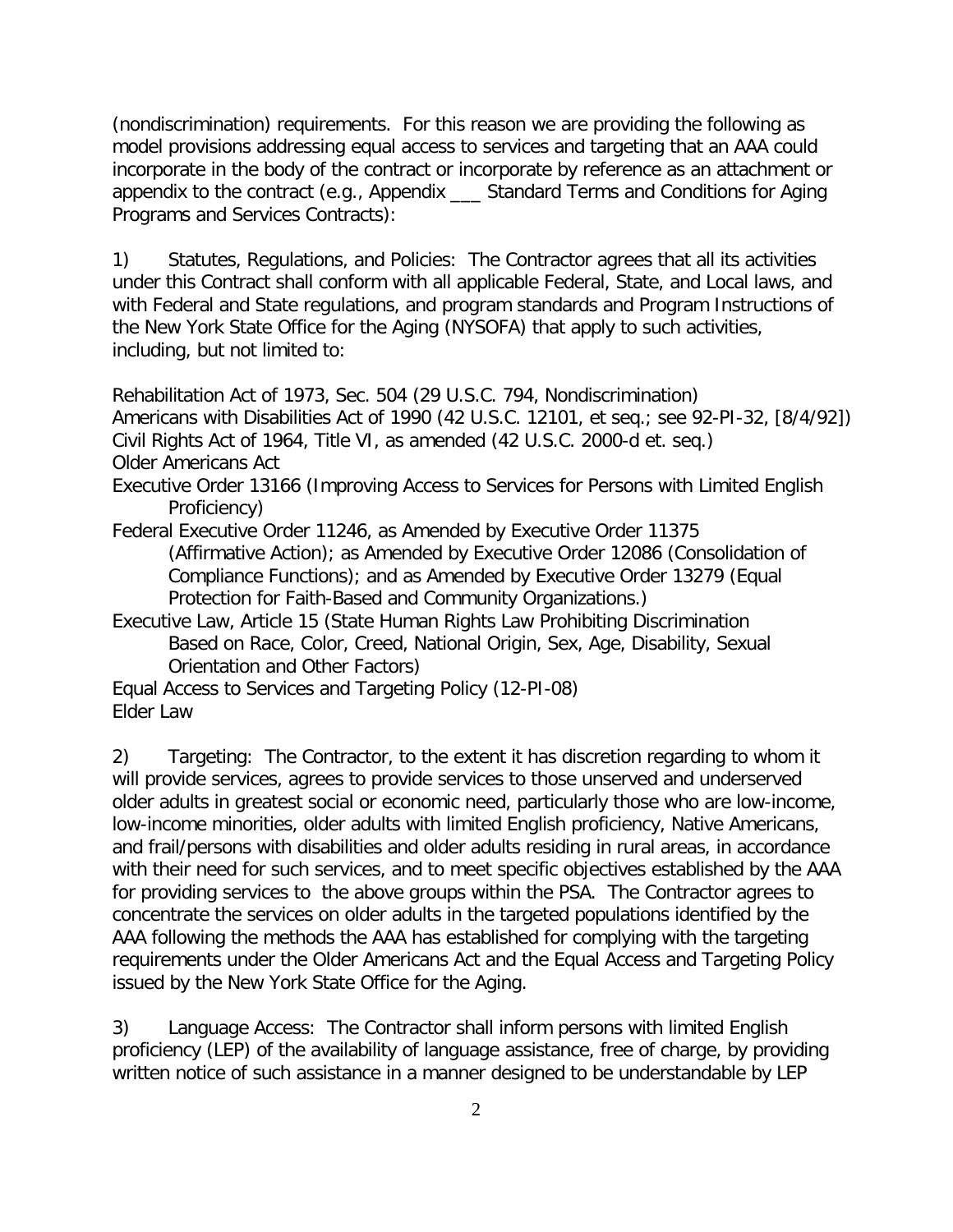(nondiscrimination) requirements. For this reason we are providing the following as model provisions addressing equal access to services and targeting that an AAA could incorporate in the body of the contract or incorporate by reference as an attachment or appendix to the contract (e.g., Appendix ___ Standard Terms and Conditions for Aging Programs and Services Contracts):

1) Statutes, Regulations, and Policies: The Contractor agrees that all its activities under this Contract shall conform with all applicable Federal, State, and Local laws, and with Federal and State regulations, and program standards and Program Instructions of the New York State Office for the Aging (NYSOFA) that apply to such activities, including, but not limited to:

Rehabilitation Act of 1973, Sec. 504 (29 U.S.C. 794, Nondiscrimination)
Americans with Disabilities Act of 1990 (42 U.S.C. 12101, et seq.; see 92-PI-32, [8/4/92])
Civil Rights Act of 1964, Title VI, as amended (42 U.S.C. 2000-d et. seq.)
Older Americans Act
Executive Order 13166 (Improving Access to Services for Persons with Limited English Proficiency)
Federal Executive Order 11246, as Amended by Executive Order 11375 (Affirmative Action); as Amended by Executive Order 12086 (Consolidation of Compliance Functions); and as Amended by Executive Order 13279 (Equal Protection for Faith-Based and Community Organizations.)
Executive Law, Article 15 (State Human Rights Law Prohibiting Discrimination Based on Race, Color, Creed, National Origin, Sex, Age, Disability, Sexual Orientation and Other Factors)
Equal Access to Services and Targeting Policy (12-PI-08)
Elder Law

2) Targeting: The Contractor, to the extent it has discretion regarding to whom it will provide services, agrees to provide services to those unserved and underserved older adults in greatest social or economic need, particularly those who are low-income, low-income minorities, older adults with limited English proficiency, Native Americans, and frail/persons with disabilities and older adults residing in rural areas, in accordance with their need for such services, and to meet specific objectives established by the AAA for providing services to the above groups within the PSA. The Contractor agrees to concentrate the services on older adults in the targeted populations identified by the AAA following the methods the AAA has established for complying with the targeting requirements under the Older Americans Act and the Equal Access and Targeting Policy issued by the New York State Office for the Aging.

3) Language Access: The Contractor shall inform persons with limited English proficiency (LEP) of the availability of language assistance, free of charge, by providing written notice of such assistance in a manner designed to be understandable by LEP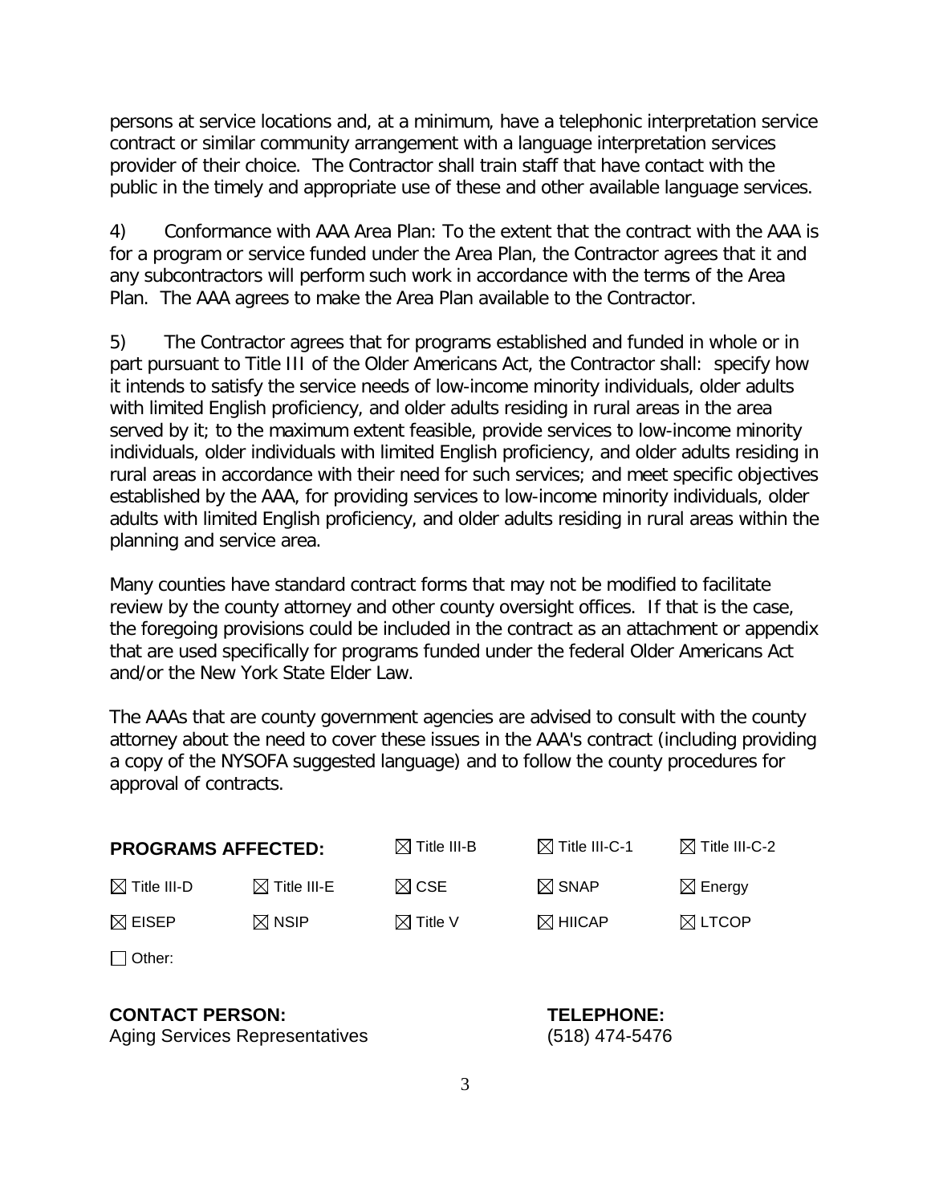persons at service locations and, at a minimum, have a telephonic interpretation service contract or similar community arrangement with a language interpretation services provider of their choice. The Contractor shall train staff that have contact with the public in the timely and appropriate use of these and other available language services.

4) Conformance with AAA Area Plan: To the extent that the contract with the AAA is for a program or service funded under the Area Plan, the Contractor agrees that it and any subcontractors will perform such work in accordance with the terms of the Area Plan. The AAA agrees to make the Area Plan available to the Contractor.

5) The Contractor agrees that for programs established and funded in whole or in part pursuant to Title III of the Older Americans Act, the Contractor shall: specify how it intends to satisfy the service needs of low-income minority individuals, older adults with limited English proficiency, and older adults residing in rural areas in the area served by it; to the maximum extent feasible, provide services to low-income minority individuals, older individuals with limited English proficiency, and older adults residing in rural areas in accordance with their need for such services; and meet specific objectives established by the AAA, for providing services to low-income minority individuals, older adults with limited English proficiency, and older adults residing in rural areas within the planning and service area.

Many counties have standard contract forms that may not be modified to facilitate review by the county attorney and other county oversight offices. If that is the case, the foregoing provisions could be included in the contract as an attachment or appendix that are used specifically for programs funded under the federal Older Americans Act and/or the New York State Elder Law.

The AAAs that are county government agencies are advised to consult with the county attorney about the need to cover these issues in the AAA's contract (including providing a copy of the NYSOFA suggested language) and to follow the county procedures for approval of contracts.

**PROGRAMS AFFECTED:** ☒ Title III-B ☒ Title III-C-1 ☒ Title III-C-2

☒ Title III-D ☒ Title III-E ☒ CSE ☒ SNAP ☒ Energy

☒ EISEP ☒ NSIP ☒ Title V ☒ HIICAP ☒ LTCOP

☐ Other:

**CONTACT PERSON:**
Aging Services Representatives

**TELEPHONE:**
(518) 474-5476